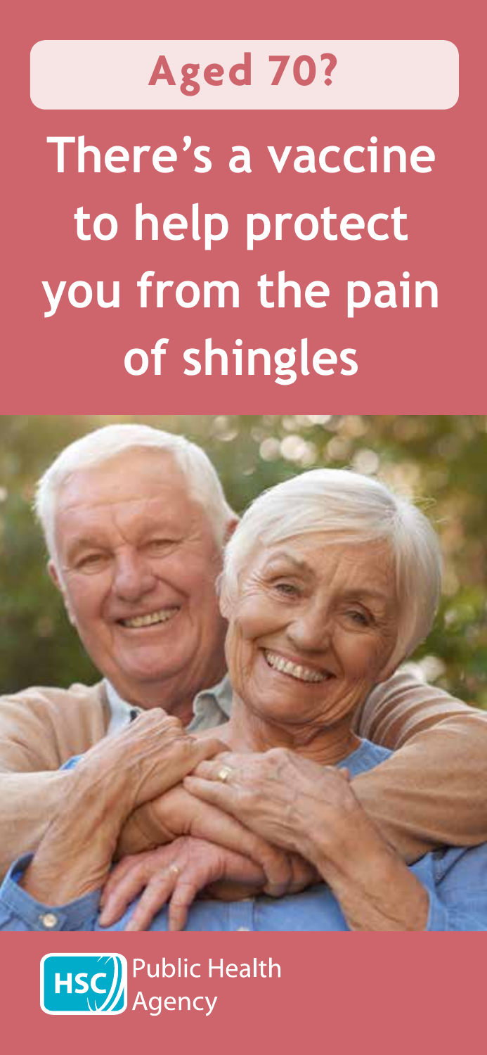## Aged 70?

# There's a vaccine to help protect you from the pain of shingles

HSC Public Health Agency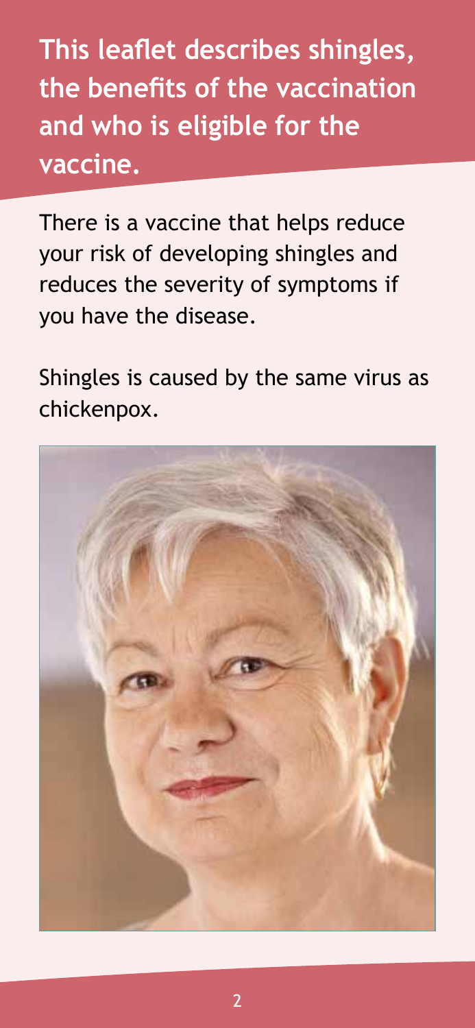**This leaflet describes shingles, the benefits of the vaccination and who is eligible for the vaccine.**

There is a vaccine that helps reduce your risk of developing shingles and reduces the severity of symptoms if you have the disease.

Shingles is caused by the same virus as chickenpox.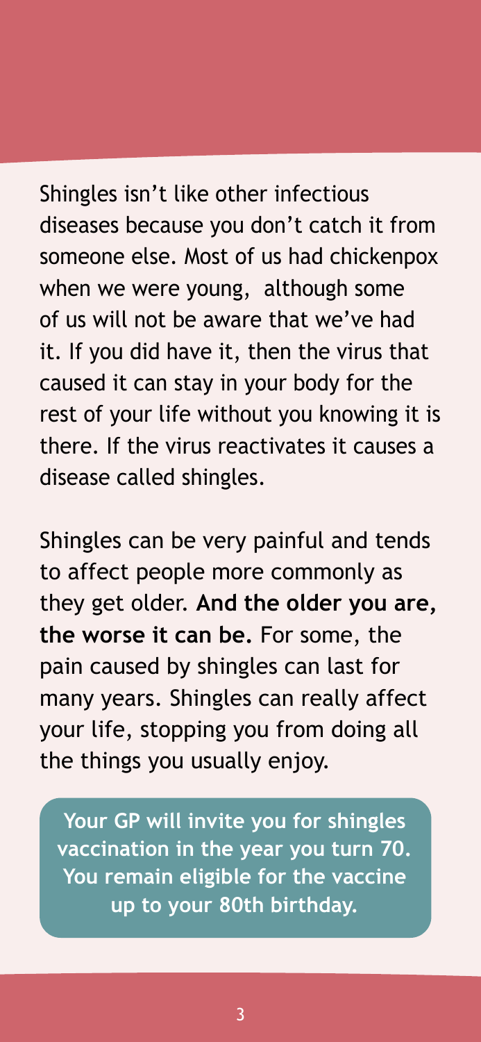Shingles isn't like other infectious diseases because you don't catch it from someone else. Most of us had chickenpox when we were young, although some of us will not be aware that we've had it. If you did have it, then the virus that caused it can stay in your body for the rest of your life without you knowing it is there. If the virus reactivates it causes a disease called shingles.

Shingles can be very painful and tends to affect people more commonly as they get older. **And the older you are, the worse it can be.** For some, the pain caused by shingles can last for many years. Shingles can really affect your life, stopping you from doing all the things you usually enjoy.

**Your GP will invite you for shingles vaccination in the year you turn 70. You remain eligible for the vaccine up to your 80th birthday.**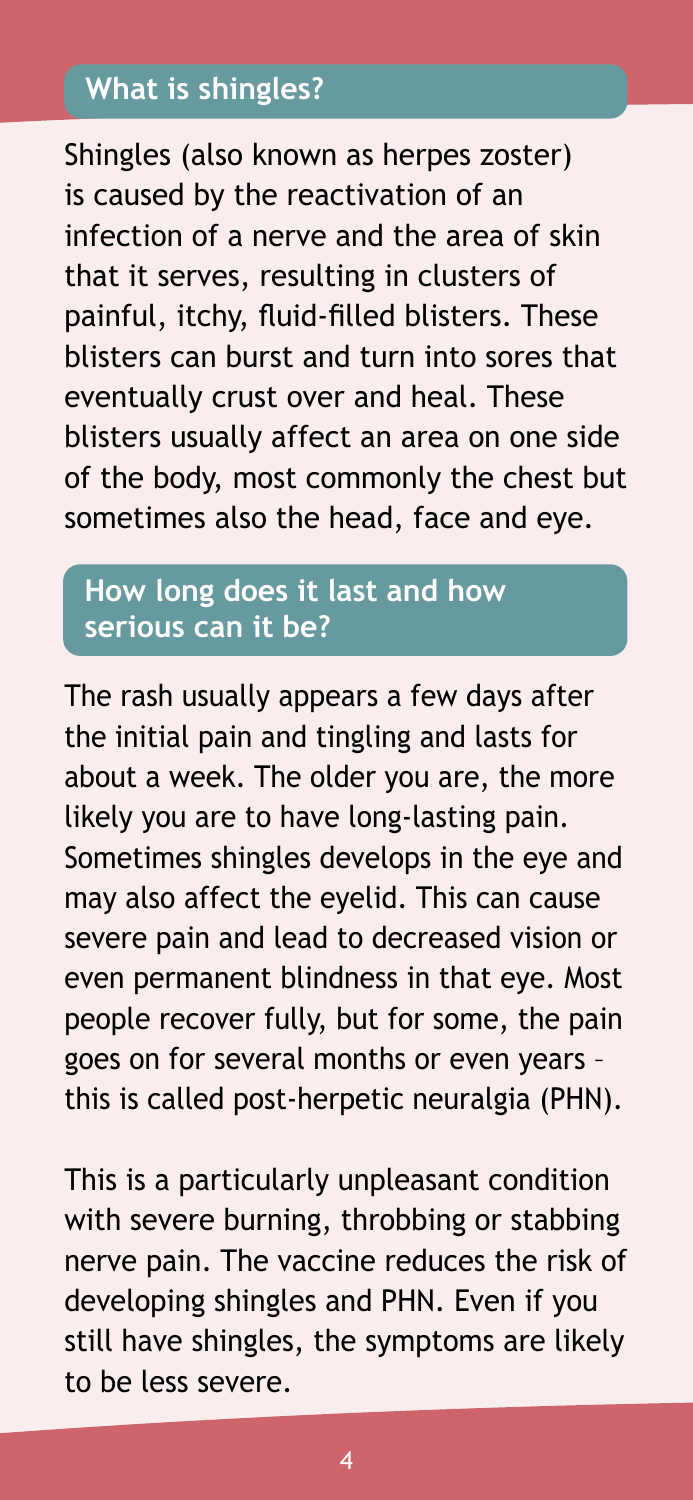## What is shingles?

Shingles (also known as herpes zoster) is caused by the reactivation of an infection of a nerve and the area of skin that it serves, resulting in clusters of painful, itchy, fluid-filled blisters. These blisters can burst and turn into sores that eventually crust over and heal. These blisters usually affect an area on one side of the body, most commonly the chest but sometimes also the head, face and eye.

## How long does it last and how serious can it be?

The rash usually appears a few days after the initial pain and tingling and lasts for about a week. The older you are, the more likely you are to have long-lasting pain. Sometimes shingles develops in the eye and may also affect the eyelid. This can cause severe pain and lead to decreased vision or even permanent blindness in that eye. Most people recover fully, but for some, the pain goes on for several months or even years – this is called post-herpetic neuralgia (PHN).

This is a particularly unpleasant condition with severe burning, throbbing or stabbing nerve pain. The vaccine reduces the risk of developing shingles and PHN. Even if you still have shingles, the symptoms are likely to be less severe.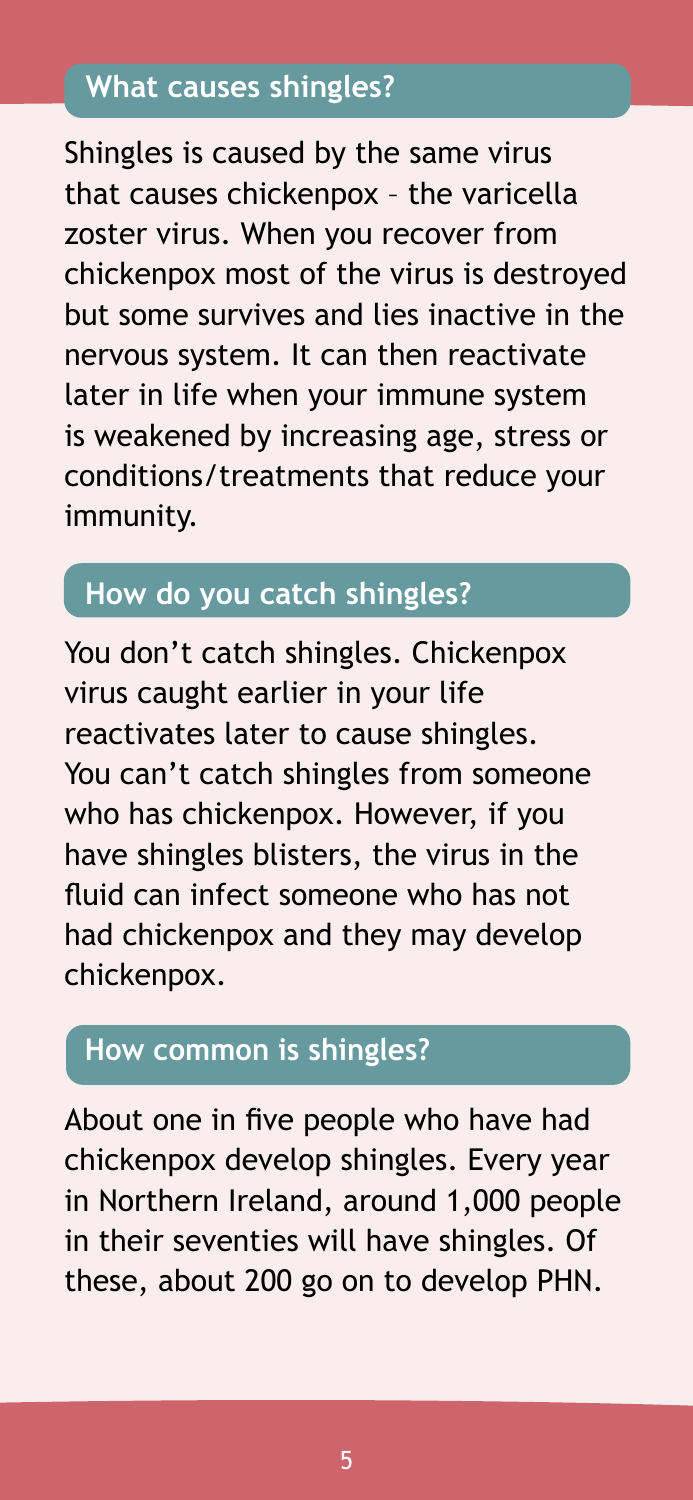## What causes shingles?

Shingles is caused by the same virus that causes chickenpox – the varicella zoster virus. When you recover from chickenpox most of the virus is destroyed but some survives and lies inactive in the nervous system. It can then reactivate later in life when your immune system is weakened by increasing age, stress or conditions/treatments that reduce your immunity.

## How do you catch shingles?

You don't catch shingles. Chickenpox virus caught earlier in your life reactivates later to cause shingles. You can't catch shingles from someone who has chickenpox. However, if you have shingles blisters, the virus in the fluid can infect someone who has not had chickenpox and they may develop chickenpox.

## How common is shingles?

About one in five people who have had chickenpox develop shingles. Every year in Northern Ireland, around 1,000 people in their seventies will have shingles. Of these, about 200 go on to develop PHN.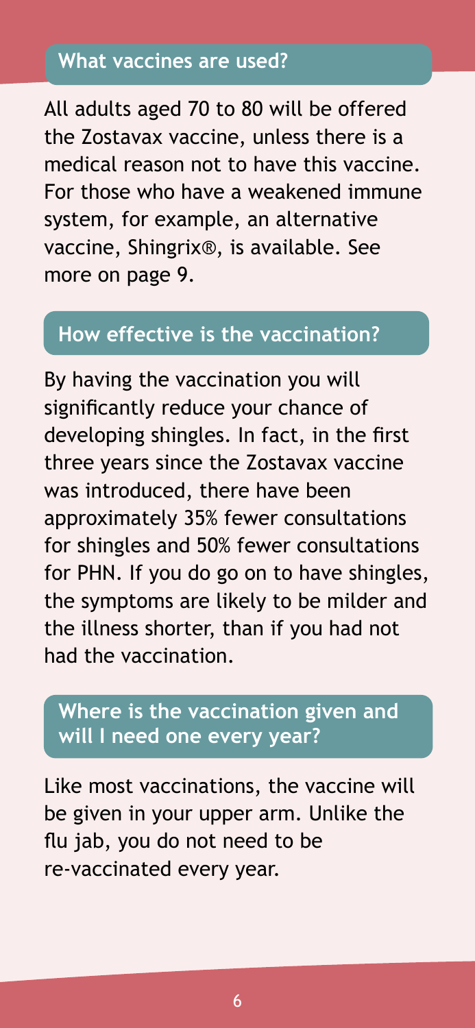## What vaccines are used?

All adults aged 70 to 80 will be offered the Zostavax vaccine, unless there is a medical reason not to have this vaccine. For those who have a weakened immune system, for example, an alternative vaccine, Shingrix®, is available. See more on page 9.

## How effective is the vaccination?

By having the vaccination you will significantly reduce your chance of developing shingles. In fact, in the first three years since the Zostavax vaccine was introduced, there have been approximately 35% fewer consultations for shingles and 50% fewer consultations for PHN. If you do go on to have shingles, the symptoms are likely to be milder and the illness shorter, than if you had not had the vaccination.

## Where is the vaccination given and will I need one every year?

Like most vaccinations, the vaccine will be given in your upper arm. Unlike the flu jab, you do not need to be re-vaccinated every year.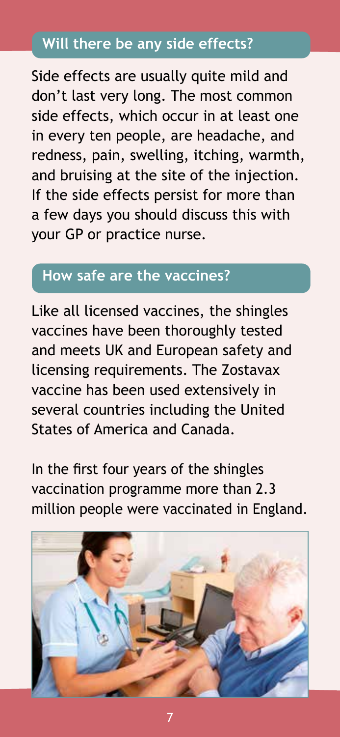## Will there be any side effects?

Side effects are usually quite mild and don't last very long. The most common side effects, which occur in at least one in every ten people, are headache, and redness, pain, swelling, itching, warmth, and bruising at the site of the injection. If the side effects persist for more than a few days you should discuss this with your GP or practice nurse.

## How safe are the vaccines?

Like all licensed vaccines, the shingles vaccines have been thoroughly tested and meets UK and European safety and licensing requirements. The Zostavax vaccine has been used extensively in several countries including the United States of America and Canada.

In the first four years of the shingles vaccination programme more than 2.3 million people were vaccinated in England.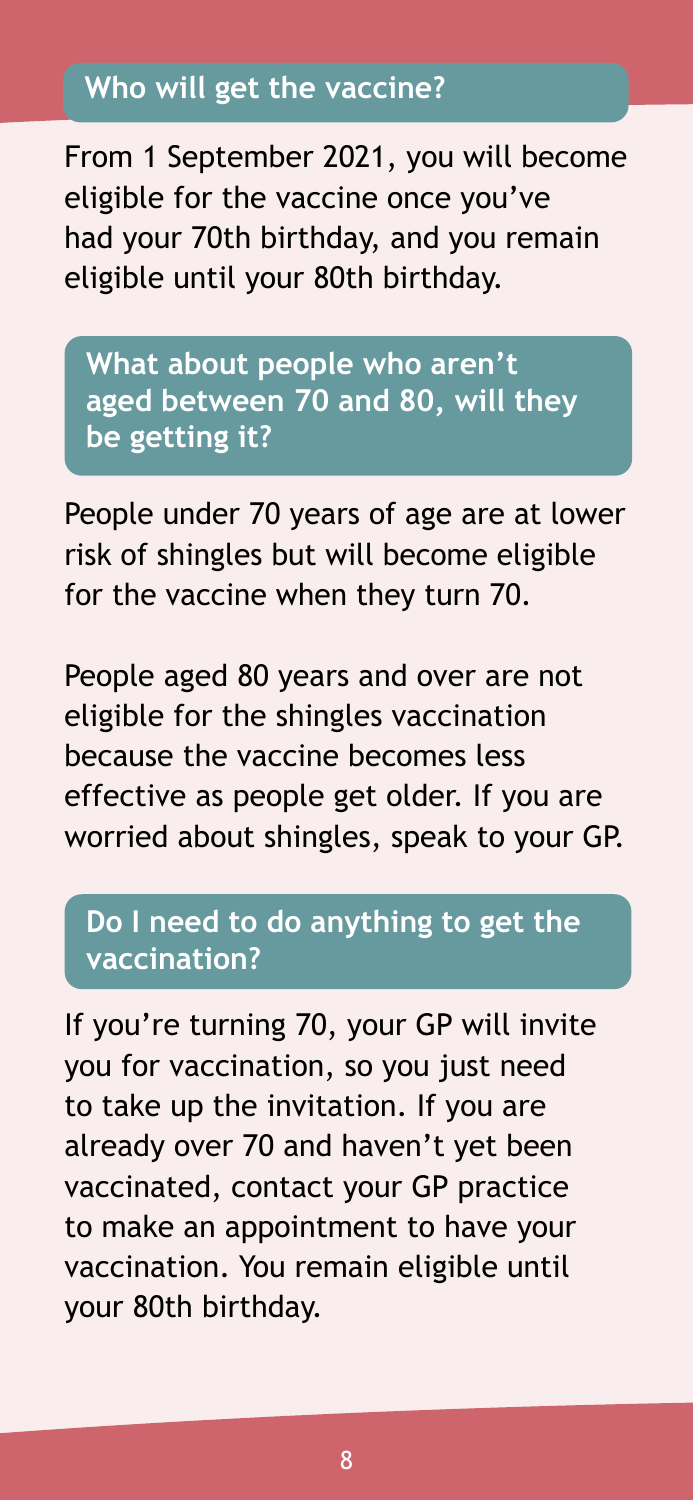## Who will get the vaccine?

From 1 September 2021, you will become eligible for the vaccine once you've had your 70th birthday, and you remain eligible until your 80th birthday.

## What about people who aren't aged between 70 and 80, will they be getting it?

People under 70 years of age are at lower risk of shingles but will become eligible for the vaccine when they turn 70.

People aged 80 years and over are not eligible for the shingles vaccination because the vaccine becomes less effective as people get older. If you are worried about shingles, speak to your GP.

## Do I need to do anything to get the vaccination?

If you're turning 70, your GP will invite you for vaccination, so you just need to take up the invitation. If you are already over 70 and haven't yet been vaccinated, contact your GP practice to make an appointment to have your vaccination. You remain eligible until your 80th birthday.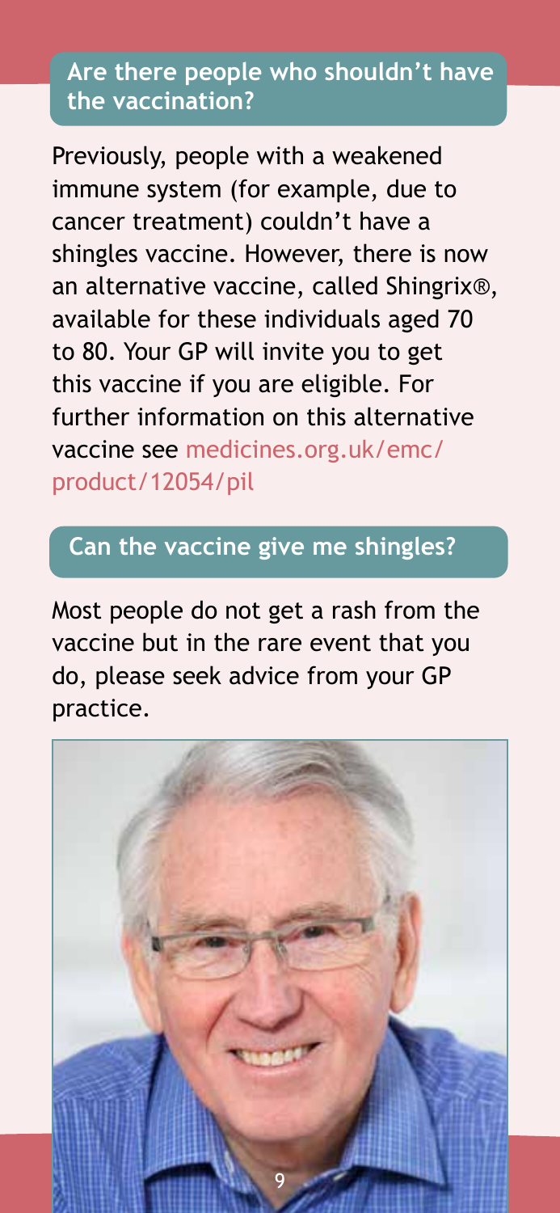## Are there people who shouldn't have the vaccination?

Previously, people with a weakened immune system (for example, due to cancer treatment) couldn't have a shingles vaccine. However, there is now an alternative vaccine, called Shingrix®, available for these individuals aged 70 to 80. Your GP will invite you to get this vaccine if you are eligible. For further information on this alternative vaccine see medicines.org.uk/emc/product/12054/pil

## Can the vaccine give me shingles?

Most people do not get a rash from the vaccine but in the rare event that you do, please seek advice from your GP practice.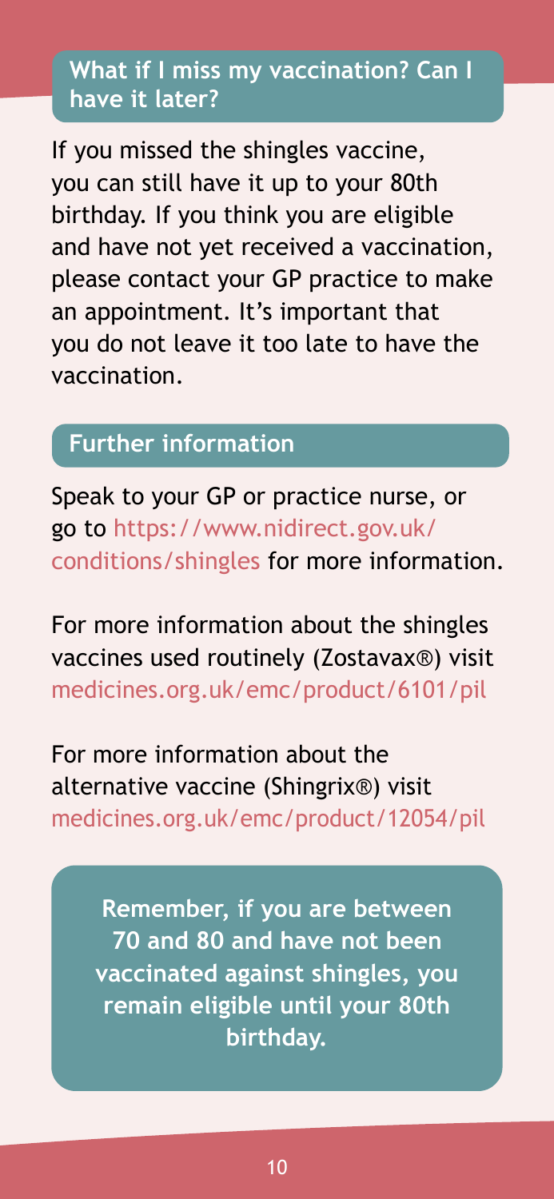## What if I miss my vaccination? Can I have it later?

If you missed the shingles vaccine, you can still have it up to your 80th birthday. If you think you are eligible and have not yet received a vaccination, please contact your GP practice to make an appointment. It's important that you do not leave it too late to have the vaccination.

## Further information

Speak to your GP or practice nurse, or go to https://www.nidirect.gov.uk/conditions/shingles for more information.

For more information about the shingles vaccines used routinely (Zostavax®) visit medicines.org.uk/emc/product/6101/pil

For more information about the alternative vaccine (Shingrix®) visit medicines.org.uk/emc/product/12054/pil

**Remember, if you are between 70 and 80 and have not been vaccinated against shingles, you remain eligible until your 80th birthday.**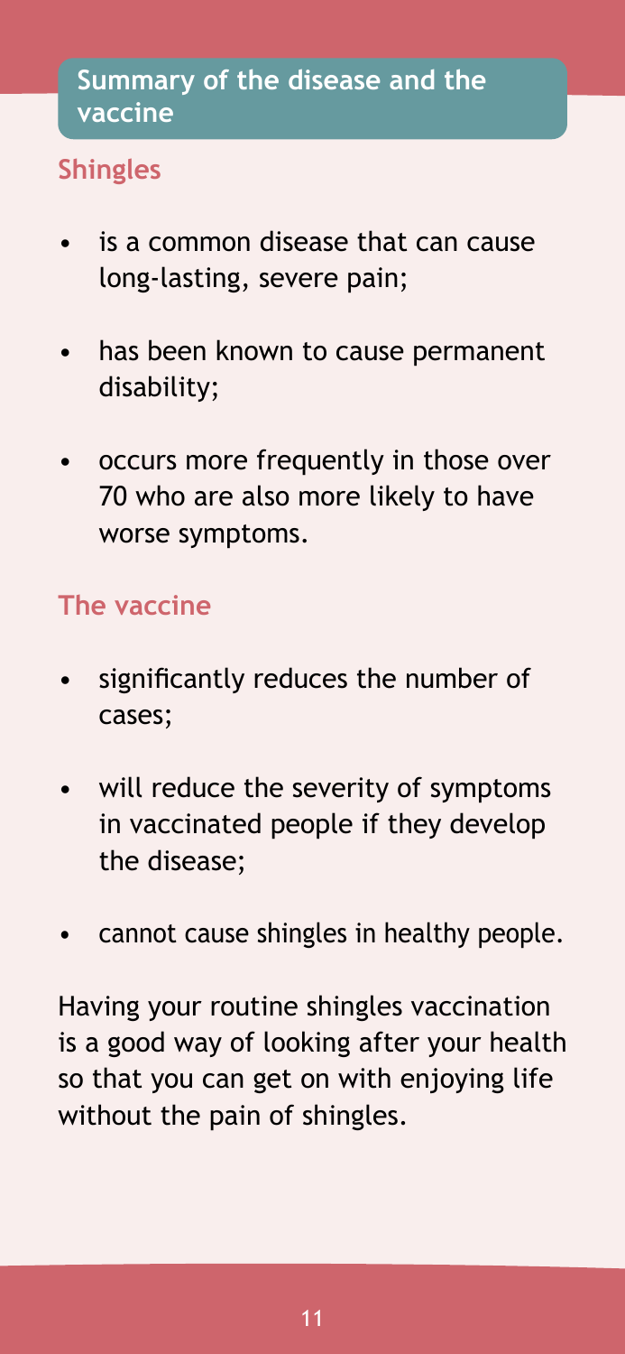## Summary of the disease and the vaccine

### Shingles

- is a common disease that can cause long-lasting, severe pain;
- has been known to cause permanent disability;
- occurs more frequently in those over 70 who are also more likely to have worse symptoms.

### The vaccine

- significantly reduces the number of cases;
- will reduce the severity of symptoms in vaccinated people if they develop the disease;
- cannot cause shingles in healthy people.

Having your routine shingles vaccination is a good way of looking after your health so that you can get on with enjoying life without the pain of shingles.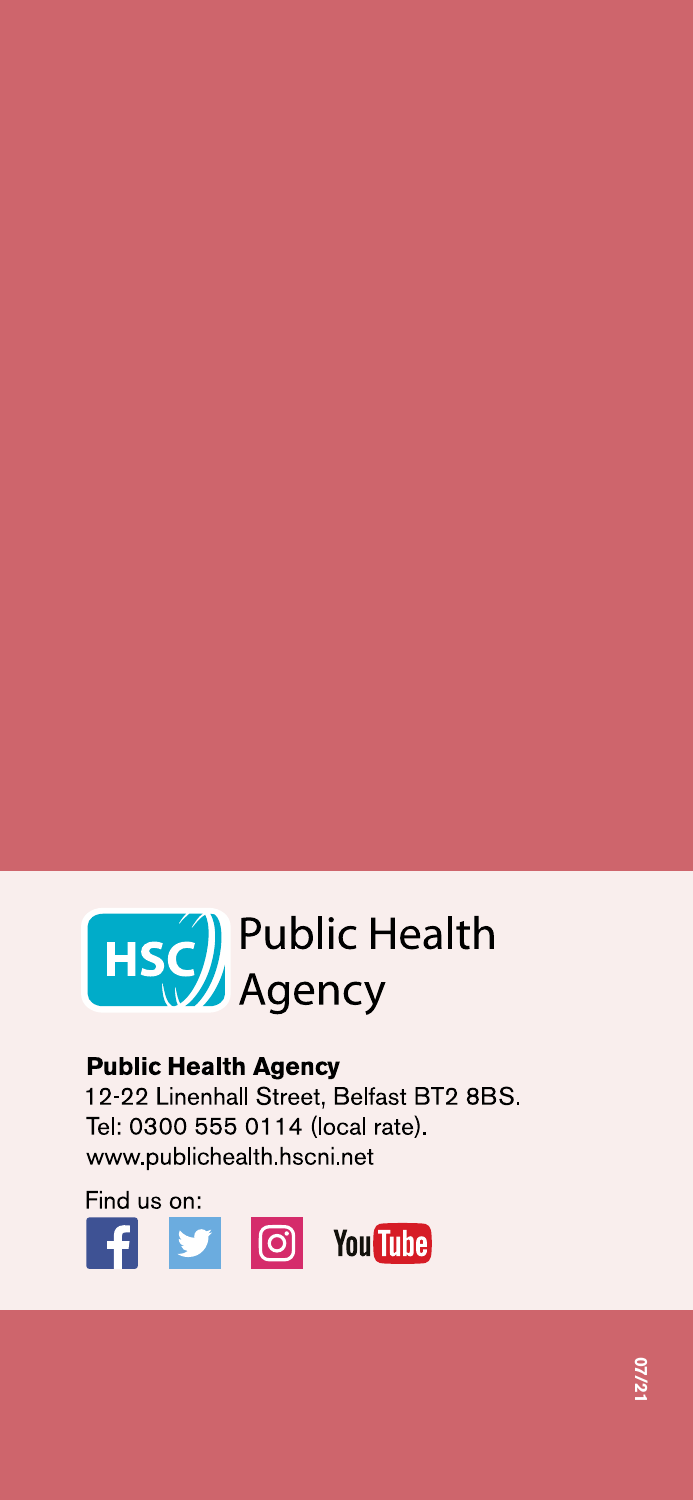Public Health Agency

**Public Health Agency**
12-22 Linenhall Street, Belfast BT2 8BS.
Tel: 0300 555 0114 (local rate).
www.publichealth.hscni.net

Find us on:

07/21